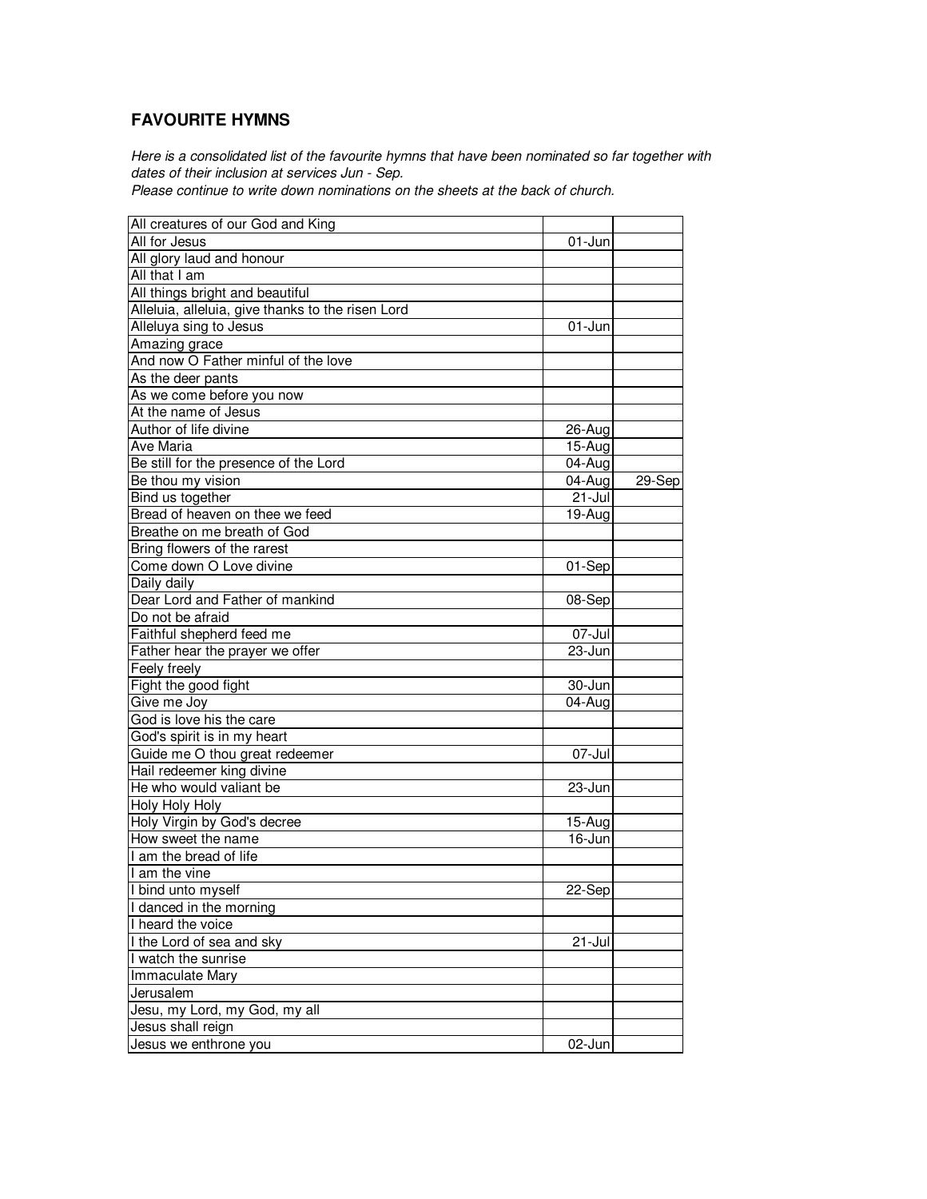## FAVOURITE HYMNS

*Here is a consolidated list of the favourite hymns that have been nominated so far together with dates of their inclusion at services Jun - Sep.*
*Please continue to write down nominations on the sheets at the back of church.*

| | | |
|---|---|---|
| All creatures of our God and King | | |
| All for Jesus | 01-Jun | |
| All glory laud and honour | | |
| All that I am | | |
| All things bright and beautiful | | |
| Alleluia, alleluia, give thanks to the risen Lord | | |
| Alleluya sing to Jesus | 01-Jun | |
| Amazing grace | | |
| And now O Father minful of the love | | |
| As the deer pants | | |
| As we come before you now | | |
| At the name of Jesus | | |
| Author of life divine | 26-Aug | |
| Ave Maria | 15-Aug | |
| Be still for the presence of the Lord | 04-Aug | |
| Be thou my vision | 04-Aug | 29-Sep |
| Bind us together | 21-Jul | |
| Bread of heaven on thee we feed | 19-Aug | |
| Breathe on me breath of God | | |
| Bring flowers of the rarest | | |
| Come down O Love divine | 01-Sep | |
| Daily daily | | |
| Dear Lord and Father of mankind | 08-Sep | |
| Do not be afraid | | |
| Faithful shepherd feed me | 07-Jul | |
| Father hear the prayer we offer | 23-Jun | |
| Feely freely | | |
| Fight the good fight | 30-Jun | |
| Give me Joy | 04-Aug | |
| God is love his the care | | |
| God's spirit is in my heart | | |
| Guide me O thou great redeemer | 07-Jul | |
| Hail redeemer king divine | | |
| He who would valiant be | 23-Jun | |
| Holy Holy Holy | | |
| Holy Virgin by God's decree | 15-Aug | |
| How sweet the name | 16-Jun | |
| I am the bread of life | | |
| I am the vine | | |
| I bind unto myself | 22-Sep | |
| I danced in the morning | | |
| I heard the voice | | |
| I the Lord of sea and sky | 21-Jul | |
| I watch the sunrise | | |
| Immaculate Mary | | |
| Jerusalem | | |
| Jesu, my Lord, my God, my all | | |
| Jesus shall reign | | |
| Jesus we enthrone you | 02-Jun | |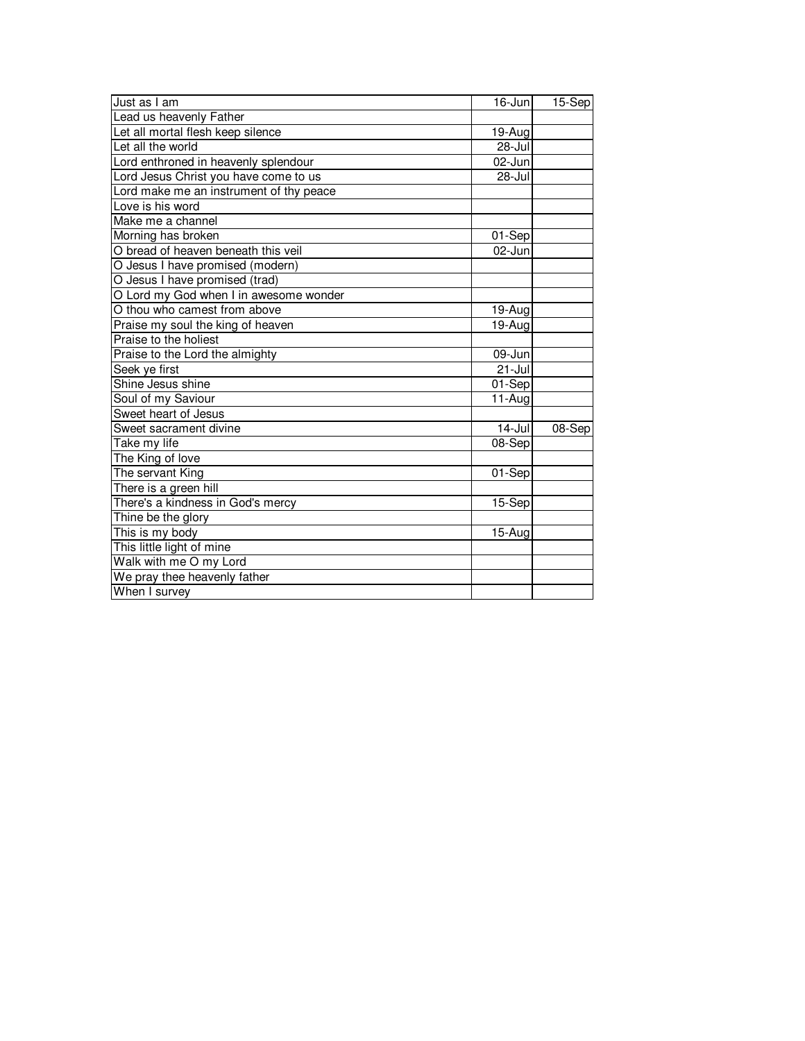| | | |
|---|---|---|
| Just as I am | 16-Jun | 15-Sep |
| Lead us heavenly Father | | |
| Let all mortal flesh keep silence | 19-Aug | |
| Let all the world | 28-Jul | |
| Lord enthroned in heavenly splendour | 02-Jun | |
| Lord Jesus Christ you have come to us | 28-Jul | |
| Lord make me an instrument of thy peace | | |
| Love is his word | | |
| Make me a channel | | |
| Morning has broken | 01-Sep | |
| O bread of heaven beneath this veil | 02-Jun | |
| O Jesus I have promised (modern) | | |
| O Jesus I have promised (trad) | | |
| O Lord my God when I in awesome wonder | | |
| O thou who camest from above | 19-Aug | |
| Praise my soul the king of heaven | 19-Aug | |
| Praise to the holiest | | |
| Praise to the Lord the almighty | 09-Jun | |
| Seek ye first | 21-Jul | |
| Shine Jesus shine | 01-Sep | |
| Soul of my Saviour | 11-Aug | |
| Sweet heart of Jesus | | |
| Sweet sacrament divine | 14-Jul | 08-Sep |
| Take my life | 08-Sep | |
| The King of love | | |
| The servant King | 01-Sep | |
| There is a green hill | | |
| There's a kindness in God's mercy | 15-Sep | |
| Thine be the glory | | |
| This is my body | 15-Aug | |
| This little light of mine | | |
| Walk with me O my Lord | | |
| We pray thee heavenly father | | |
| When I survey | | |